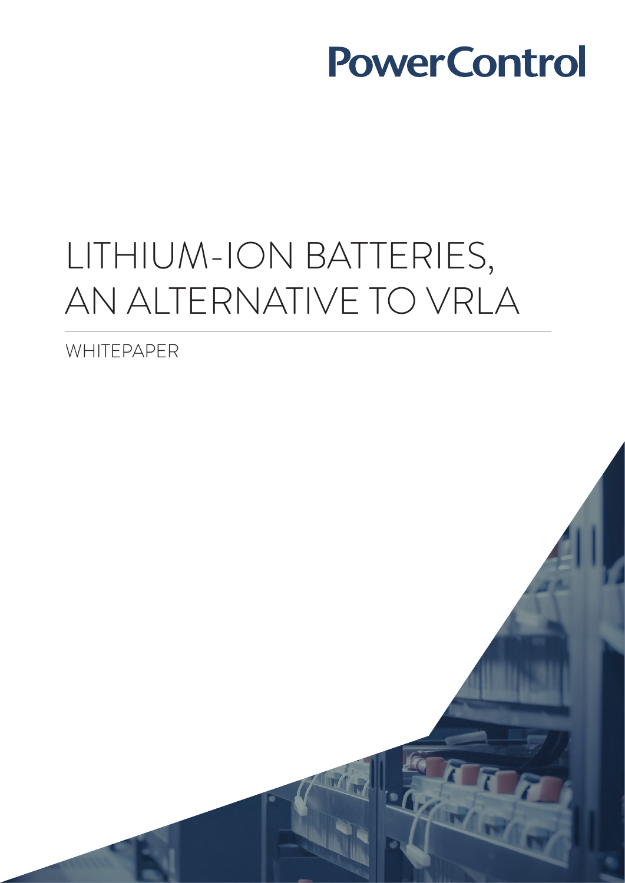PowerControl

# LITHIUM-ION BATTERIES, AN ALTERNATIVE TO VRLA

WHITEPAPER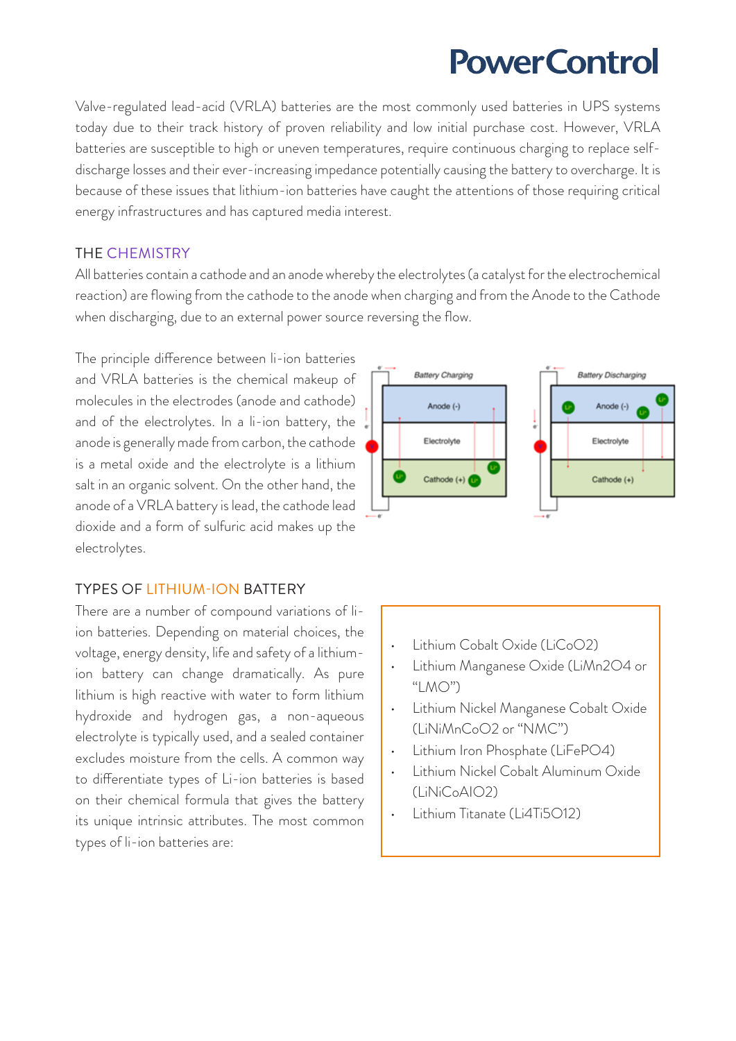Valve-regulated lead-acid (VRLA) batteries are the most commonly used batteries in UPS systems today due to their track history of proven reliability and low initial purchase cost. However, VRLA batteries are susceptible to high or uneven temperatures, require continuous charging to replace self-discharge losses and their ever-increasing impedance potentially causing the battery to overcharge. It is because of these issues that lithium-ion batteries have caught the attentions of those requiring critical energy infrastructures and has captured media interest.

## THE CHEMISTRY

All batteries contain a cathode and an anode whereby the electrolytes (a catalyst for the electrochemical reaction) are flowing from the cathode to the anode when charging and from the Anode to the Cathode when discharging, due to an external power source reversing the flow.

The principle difference between li-ion batteries and VRLA batteries is the chemical makeup of molecules in the electrodes (anode and cathode) and of the electrolytes. In a li-ion battery, the anode is generally made from carbon, the cathode is a metal oxide and the electrolyte is a lithium salt in an organic solvent. On the other hand, the anode of a VRLA battery is lead, the cathode lead dioxide and a form of sulfuric acid makes up the electrolytes.

## TYPES OF LITHIUM-ION BATTERY

There are a number of compound variations of li-ion batteries. Depending on material choices, the voltage, energy density, life and safety of a lithium-ion battery can change dramatically. As pure lithium is high reactive with water to form lithium hydroxide and hydrogen gas, a non-aqueous electrolyte is typically used, and a sealed container excludes moisture from the cells. A common way to differentiate types of Li-ion batteries is based on their chemical formula that gives the battery its unique intrinsic attributes. The most common types of li-ion batteries are:

- Lithium Cobalt Oxide ($LiCoO_2$)
- Lithium Manganese Oxide ($LiMn_2O_4$ or "LMO")
- Lithium Nickel Manganese Cobalt Oxide ($LiNiMnCoO_2$ or "NMC")
- Lithium Iron Phosphate ($LiFePO_4$)
- Lithium Nickel Cobalt Aluminum Oxide ($LiNiCoAlO_2$)
- Lithium Titanate ($Li_4Ti_5O_{12}$)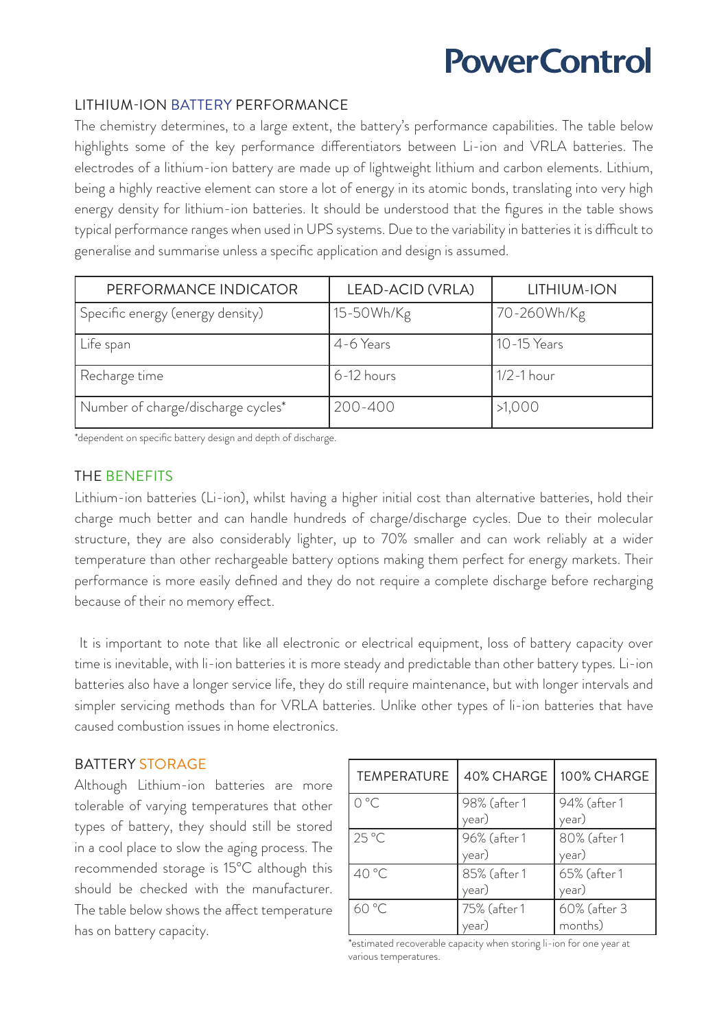## LITHIUM-ION BATTERY PERFORMANCE

The chemistry determines, to a large extent, the battery's performance capabilities. The table below highlights some of the key performance differentiators between Li-ion and VRLA batteries. The electrodes of a lithium-ion battery are made up of lightweight lithium and carbon elements. Lithium, being a highly reactive element can store a lot of energy in its atomic bonds, translating into very high energy density for lithium-ion batteries. It should be understood that the figures in the table shows typical performance ranges when used in UPS systems. Due to the variability in batteries it is difficult to generalise and summarise unless a specific application and design is assumed.

| PERFORMANCE INDICATOR | LEAD-ACID (VRLA) | LITHIUM-ION |
|---|---|---|
| Specific energy (energy density) | 15-50Wh/Kg | 70-260Wh/Kg |
| Life span | 4-6 Years | 10-15 Years |
| Recharge time | 6-12 hours | 1/2-1 hour |
| Number of charge/discharge cycles* | 200-400 | >1,000 |

*dependent on specific battery design and depth of discharge.

## THE BENEFITS

Lithium-ion batteries (Li-ion), whilst having a higher initial cost than alternative batteries, hold their charge much better and can handle hundreds of charge/discharge cycles. Due to their molecular structure, they are also considerably lighter, up to 70% smaller and can work reliably at a wider temperature than other rechargeable battery options making them perfect for energy markets. Their performance is more easily defined and they do not require a complete discharge before recharging because of their no memory effect.

It is important to note that like all electronic or electrical equipment, loss of battery capacity over time is inevitable, with li-ion batteries it is more steady and predictable than other battery types. Li-ion batteries also have a longer service life, they do still require maintenance, but with longer intervals and simpler servicing methods than for VRLA batteries. Unlike other types of li-ion batteries that have caused combustion issues in home electronics.

## BATTERY STORAGE

Although Lithium-ion batteries are more tolerable of varying temperatures that other types of battery, they should still be stored in a cool place to slow the aging process. The recommended storage is 15°C although this should be checked with the manufacturer. The table below shows the affect temperature has on battery capacity.

| TEMPERATURE | 40% CHARGE | 100% CHARGE |
|---|---|---|
| 0 °C | 98% (after 1 year) | 94% (after 1 year) |
| 25 °C | 96% (after 1 year) | 80% (after 1 year) |
| 40 °C | 85% (after 1 year) | 65% (after 1 year) |
| 60 °C | 75% (after 1 year) | 60% (after 3 months) |

*estimated recoverable capacity when storing li-ion for one year at various temperatures.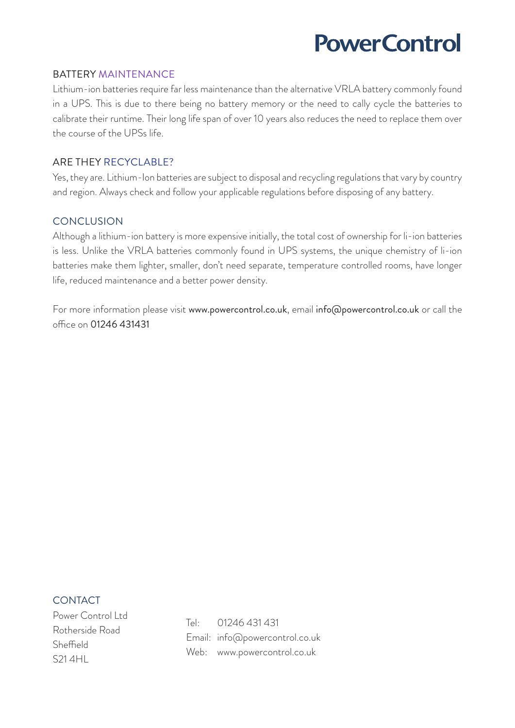# PowerControl

## BATTERY MAINTENANCE

Lithium-ion batteries require far less maintenance than the alternative VRLA battery commonly found in a UPS. This is due to there being no battery memory or the need to cally cycle the batteries to calibrate their runtime. Their long life span of over 10 years also reduces the need to replace them over the course of the UPSs life.

## ARE THEY RECYCLABLE?

Yes, they are. Lithium-Ion batteries are subject to disposal and recycling regulations that vary by country and region. Always check and follow your applicable regulations before disposing of any battery.

## CONCLUSION

Although a lithium-ion battery is more expensive initially, the total cost of ownership for li-ion batteries is less. Unlike the VRLA batteries commonly found in UPS systems, the unique chemistry of li-ion batteries make them lighter, smaller, don't need separate, temperature controlled rooms, have longer life, reduced maintenance and a better power density.

For more information please visit www.powercontrol.co.uk, email info@powercontrol.co.uk or call the office on 01246 431431

## CONTACT

Power Control Ltd
Rotherside Road
Sheffield
S21 4HL

Tel: 01246 431 431
Email: info@powercontrol.co.uk
Web: www.powercontrol.co.uk